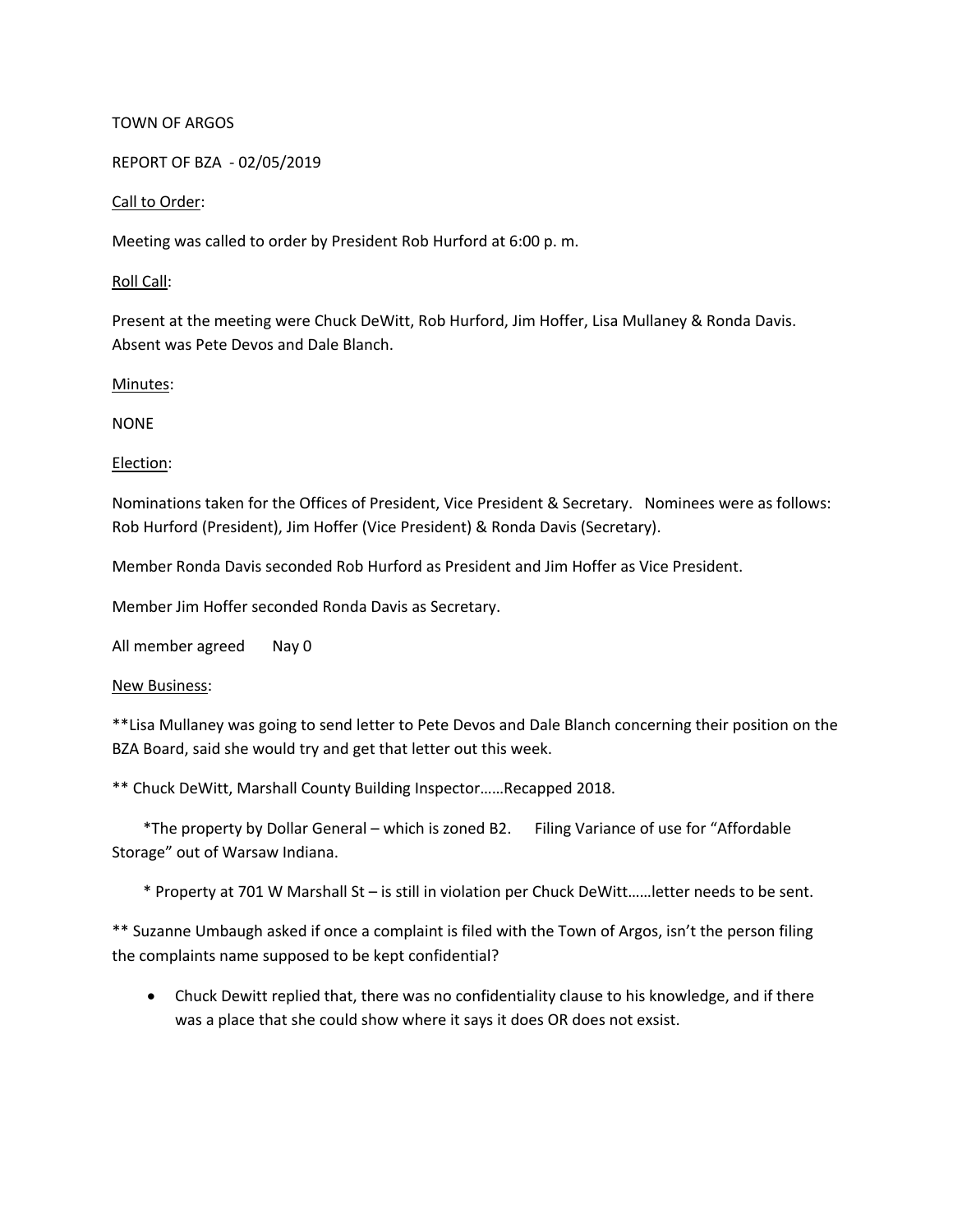TOWN OF ARGOS

REPORT OF BZA - 02/05/2019

<u>Call to Order</u>:

Meeting was called to order by President Rob Hurford at 6:00 p. m.

<u>Roll Call</u>:

Present at the meeting were Chuck DeWitt, Rob Hurford, Jim Hoffer, Lisa Mullaney & Ronda Davis. Absent was Pete Devos and Dale Blanch.

<u>Minutes</u>:

NONE

<u>Election</u>:

Nominations taken for the Offices of President, Vice President & Secretary. Nominees were as follows: Rob Hurford (President), Jim Hoffer (Vice President) & Ronda Davis (Secretary).

Member Ronda Davis seconded Rob Hurford as President and Jim Hoffer as Vice President.

Member Jim Hoffer seconded Ronda Davis as Secretary.

All member agreed Nay 0

<u>New Business</u>:

**Lisa Mullaney was going to send letter to Pete Devos and Dale Blanch concerning their position on the BZA Board, said she would try and get that letter out this week.

** Chuck DeWitt, Marshall County Building Inspector……Recapped 2018.

*The property by Dollar General – which is zoned B2. Filing Variance of use for "Affordable Storage" out of Warsaw Indiana.

* Property at 701 W Marshall St – is still in violation per Chuck DeWitt……letter needs to be sent.

** Suzanne Umbaugh asked if once a complaint is filed with the Town of Argos, isn't the person filing the complaints name supposed to be kept confidential?

- Chuck Dewitt replied that, there was no confidentiality clause to his knowledge, and if there was a place that she could show where it says it does OR does not exsist.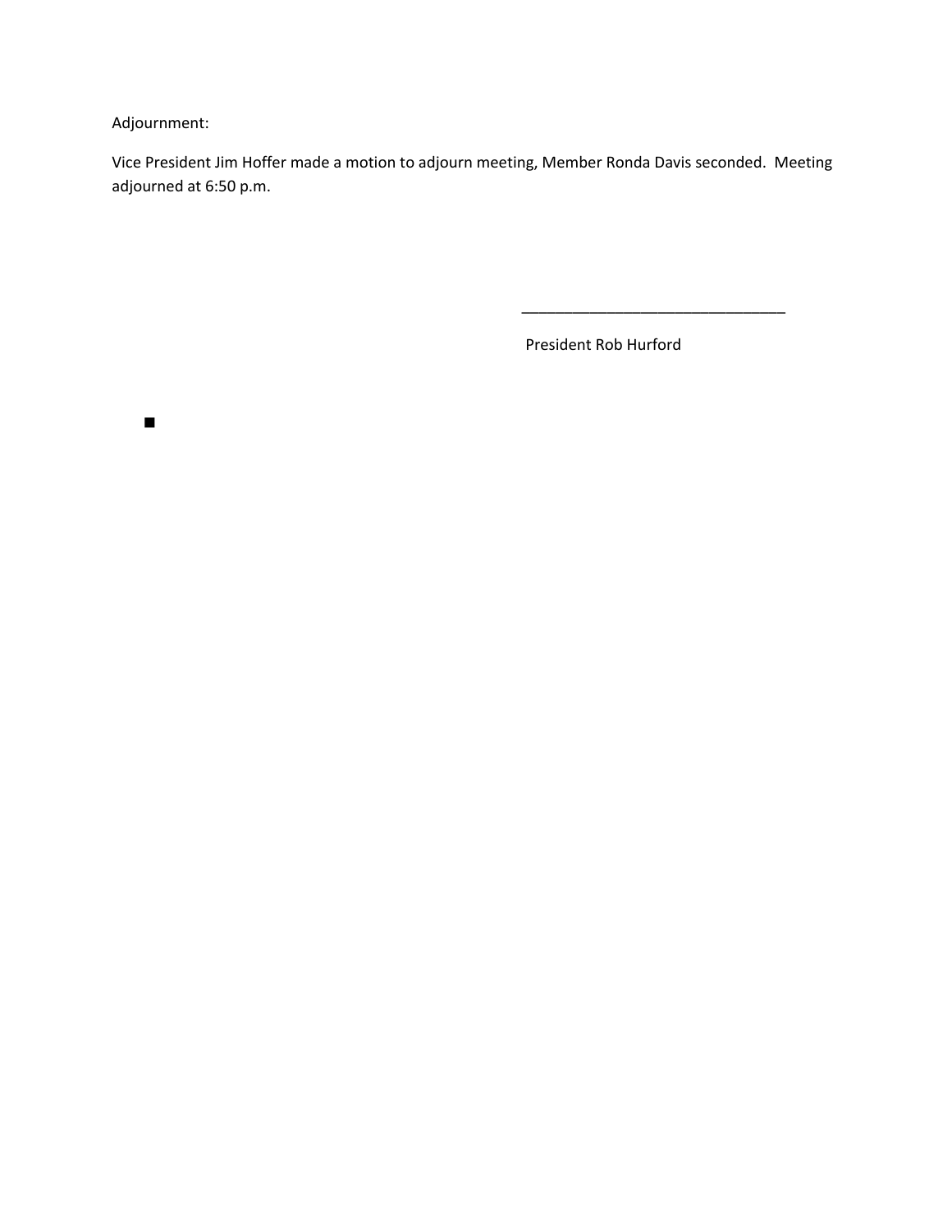Adjournment:

Vice President Jim Hoffer made a motion to adjourn meeting, Member Ronda Davis seconded. Meeting adjourned at 6:50 p.m.

\_\_\_\_\_\_\_\_\_\_\_\_\_\_\_\_\_\_\_\_\_\_\_\_\_\_\_\_\_\_\_\_

President Rob Hurford

■